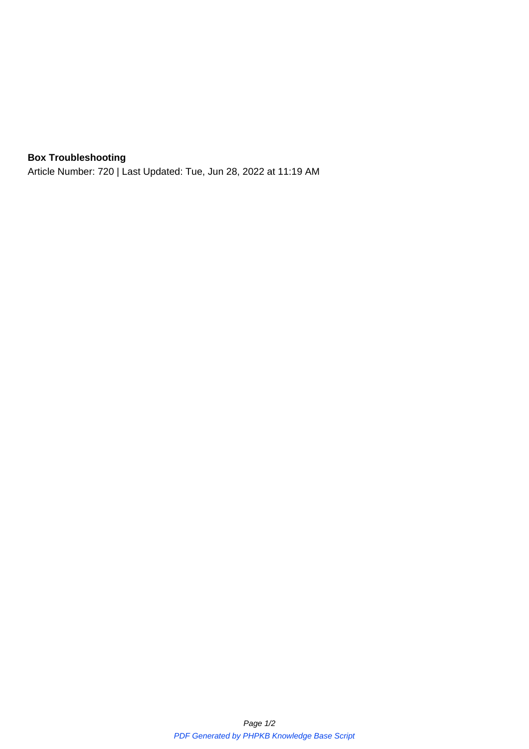**Box Troubleshooting**

Article Number: 720 | Last Updated: Tue, Jun 28, 2022 at 11:19 AM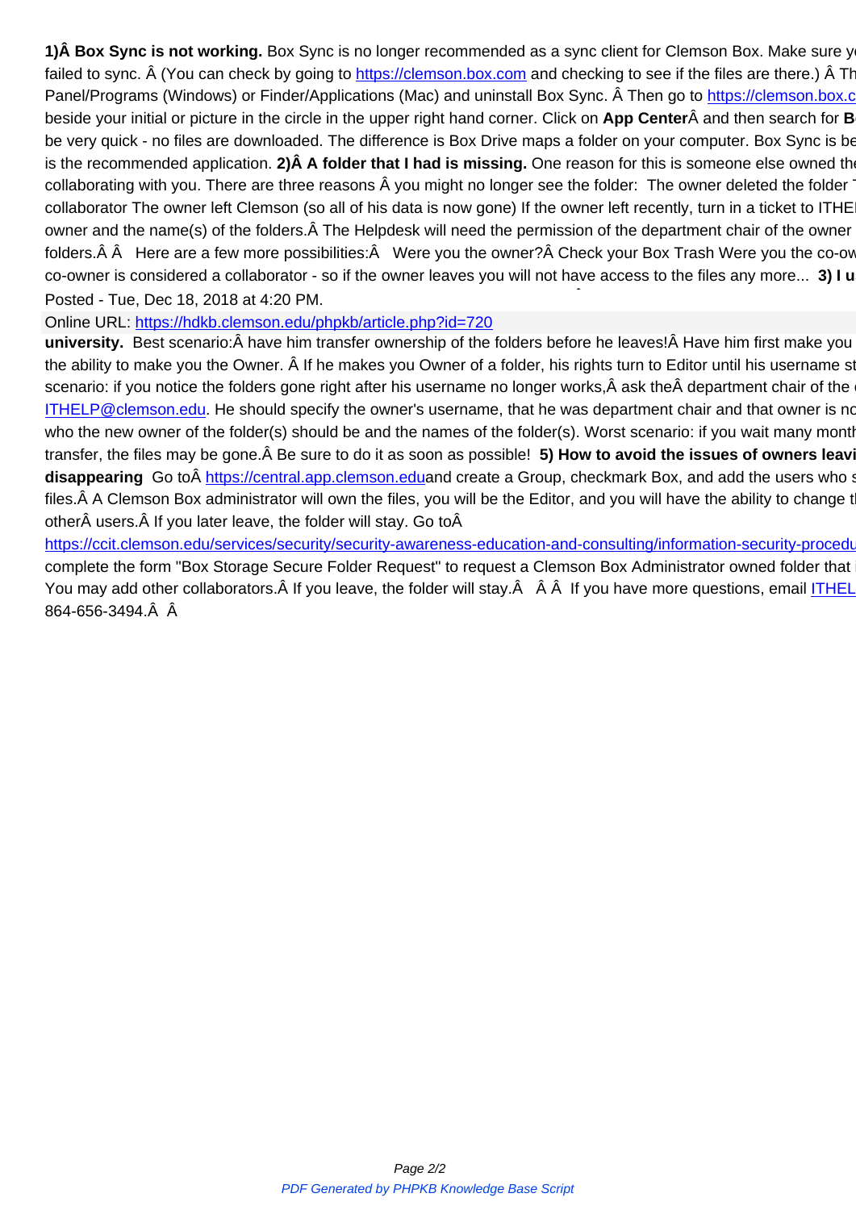**1)Â Box Sync is not working.** Box Sync is no longer recommended as a sync client for Clemson Box. Make sure y failed to sync. Â (You can check by going to https://clemson.box.com and checking to see if the files are there.) Â Th Panel/Programs (Windows) or Finder/Applications (Mac) and uninstall Box Sync. Â Then go to https://clemson.box.c beside your initial or picture in the circle in the upper right hand corner. Click on **App Center**Â and then search for **B** be very quick - no files are downloaded. The difference is Box Drive maps a folder on your computer. Box Sync is be is the recommended application. **2)Â A folder that I had is missing.** One reason for this is someone else owned the collaborating with you. There are three reasons Â you might no longer see the folder: The owner deleted the folder T collaborator The owner left Clemson (so all of his data is now gone) If the owner left recently, turn in a ticket to ITHEL owner and the name(s) of the folders.Â The Helpdesk will need the permission of the department chair of the owner folders.Â Â Here are a few more possibilities:Â Were you the owner?Â Check your Box Trash Were you the co-ow co-owner is considered a collaborator - so if the owner leaves you will not have access to the files any more... **3) I u**

Posted - Tue, Dec 18, 2018 at 4:20 PM.

Online URL: https://hdkb.clemson.edu/phpkb/article.php?id=720

**university.** Best scenario:Â have him transfer ownership of the folders before he leaves!Â Have him first make you the ability to make you the Owner. Â If he makes you Owner of a folder, his rights turn to Editor until his username st scenario: if you notice the folders gone right after his username no longer works,Â ask theÂ department chair of the ITHELP@clemson.edu. He should specify the owner's username, that he was department chair and that owner is no who the new owner of the folder(s) should be and the names of the folder(s). Worst scenario: if you wait many month transfer, the files may be gone.Â Be sure to do it as soon as possible! **5) How to avoid the issues of owners leavi disappearing** Go toÂ https://central.app.clemson.eduand create a Group, checkmark Box, and add the users who s files.Â A Clemson Box administrator will own the files, you will be the Editor, and you will have the ability to change t otherÂ users.Â If you later leave, the folder will stay. Go toÂ https://ccit.clemson.edu/services/security/security-awareness-education-and-consulting/information-security-procedu complete the form "Box Storage Secure Folder Request" to request a Clemson Box Administrator owned folder that You may add other collaborators.Â If you leave, the folder will stay.Â Â Â If you have more questions, email ITHEL 864-656-3494.Â Â